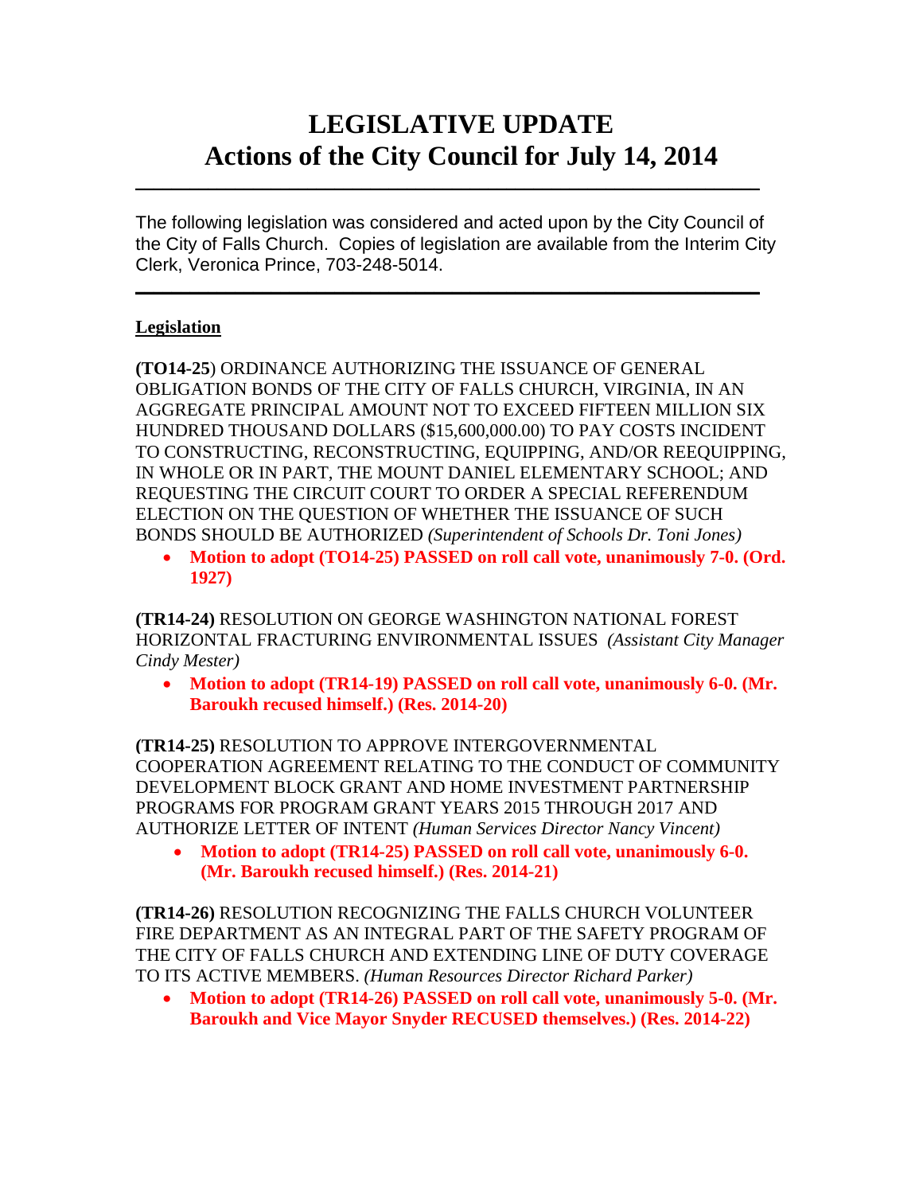# LEGISLATIVE UPDATE
# Actions of the City Council for July 14, 2014

---

The following legislation was considered and acted upon by the City Council of the City of Falls Church. Copies of legislation are available from the Interim City Clerk, Veronica Prince, 703-248-5014.

---

**Legislation**

**(TO14-25**) ORDINANCE AUTHORIZING THE ISSUANCE OF GENERAL OBLIGATION BONDS OF THE CITY OF FALLS CHURCH, VIRGINIA, IN AN AGGREGATE PRINCIPAL AMOUNT NOT TO EXCEED FIFTEEN MILLION SIX HUNDRED THOUSAND DOLLARS ($15,600,000.00) TO PAY COSTS INCIDENT TO CONSTRUCTING, RECONSTRUCTING, EQUIPPING, AND/OR REEQUIPPING, IN WHOLE OR IN PART, THE MOUNT DANIEL ELEMENTARY SCHOOL; AND REQUESTING THE CIRCUIT COURT TO ORDER A SPECIAL REFERENDUM ELECTION ON THE QUESTION OF WHETHER THE ISSUANCE OF SUCH BONDS SHOULD BE AUTHORIZED *(Superintendent of Schools Dr. Toni Jones)*

- **Motion to adopt (TO14-25) PASSED on roll call vote, unanimously 7-0. (Ord. 1927)**

**(TR14-24)** RESOLUTION ON GEORGE WASHINGTON NATIONAL FOREST HORIZONTAL FRACTURING ENVIRONMENTAL ISSUES *(Assistant City Manager Cindy Mester)*

- **Motion to adopt (TR14-19) PASSED on roll call vote, unanimously 6-0. (Mr. Baroukh recused himself.) (Res. 2014-20)**

**(TR14-25)** RESOLUTION TO APPROVE INTERGOVERNMENTAL COOPERATION AGREEMENT RELATING TO THE CONDUCT OF COMMUNITY DEVELOPMENT BLOCK GRANT AND HOME INVESTMENT PARTNERSHIP PROGRAMS FOR PROGRAM GRANT YEARS 2015 THROUGH 2017 AND AUTHORIZE LETTER OF INTENT *(Human Services Director Nancy Vincent)*

- **Motion to adopt (TR14-25) PASSED on roll call vote, unanimously 6-0. (Mr. Baroukh recused himself.) (Res. 2014-21)**

**(TR14-26)** RESOLUTION RECOGNIZING THE FALLS CHURCH VOLUNTEER FIRE DEPARTMENT AS AN INTEGRAL PART OF THE SAFETY PROGRAM OF THE CITY OF FALLS CHURCH AND EXTENDING LINE OF DUTY COVERAGE TO ITS ACTIVE MEMBERS. *(Human Resources Director Richard Parker)*

- **Motion to adopt (TR14-26) PASSED on roll call vote, unanimously 5-0. (Mr. Baroukh and Vice Mayor Snyder RECUSED themselves.) (Res. 2014-22)**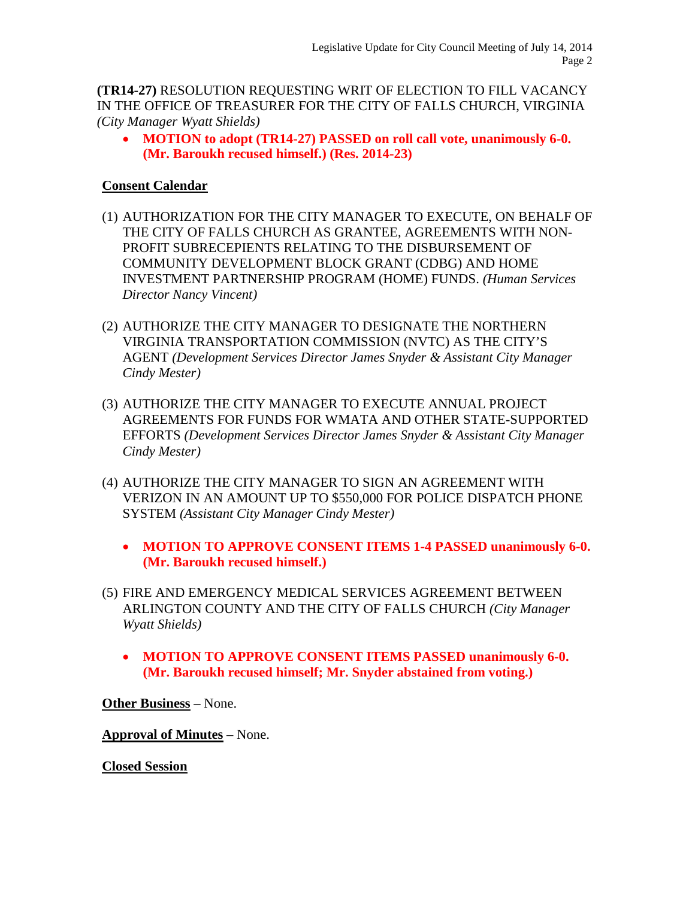**(TR14-27)** RESOLUTION REQUESTING WRIT OF ELECTION TO FILL VACANCY IN THE OFFICE OF TREASURER FOR THE CITY OF FALLS CHURCH, VIRGINIA *(City Manager Wyatt Shields)*

- **MOTION to adopt (TR14-27) PASSED on roll call vote, unanimously 6-0. (Mr. Baroukh recused himself.) (Res. 2014-23)**

**Consent Calendar**

(1) AUTHORIZATION FOR THE CITY MANAGER TO EXECUTE, ON BEHALF OF THE CITY OF FALLS CHURCH AS GRANTEE, AGREEMENTS WITH NON-PROFIT SUBRECEPIENTS RELATING TO THE DISBURSEMENT OF COMMUNITY DEVELOPMENT BLOCK GRANT (CDBG) AND HOME INVESTMENT PARTNERSHIP PROGRAM (HOME) FUNDS. *(Human Services Director Nancy Vincent)*

(2) AUTHORIZE THE CITY MANAGER TO DESIGNATE THE NORTHERN VIRGINIA TRANSPORTATION COMMISSION (NVTC) AS THE CITY'S AGENT *(Development Services Director James Snyder & Assistant City Manager Cindy Mester)*

(3) AUTHORIZE THE CITY MANAGER TO EXECUTE ANNUAL PROJECT AGREEMENTS FOR FUNDS FOR WMATA AND OTHER STATE-SUPPORTED EFFORTS *(Development Services Director James Snyder & Assistant City Manager Cindy Mester)*

(4) AUTHORIZE THE CITY MANAGER TO SIGN AN AGREEMENT WITH VERIZON IN AN AMOUNT UP TO $550,000 FOR POLICE DISPATCH PHONE SYSTEM *(Assistant City Manager Cindy Mester)*

- **MOTION TO APPROVE CONSENT ITEMS 1-4 PASSED unanimously 6-0. (Mr. Baroukh recused himself.)**

(5) FIRE AND EMERGENCY MEDICAL SERVICES AGREEMENT BETWEEN ARLINGTON COUNTY AND THE CITY OF FALLS CHURCH *(City Manager Wyatt Shields)*

- **MOTION TO APPROVE CONSENT ITEMS PASSED unanimously 6-0. (Mr. Baroukh recused himself; Mr. Snyder abstained from voting.)**

**Other Business** – None.

**Approval of Minutes** – None.

**Closed Session**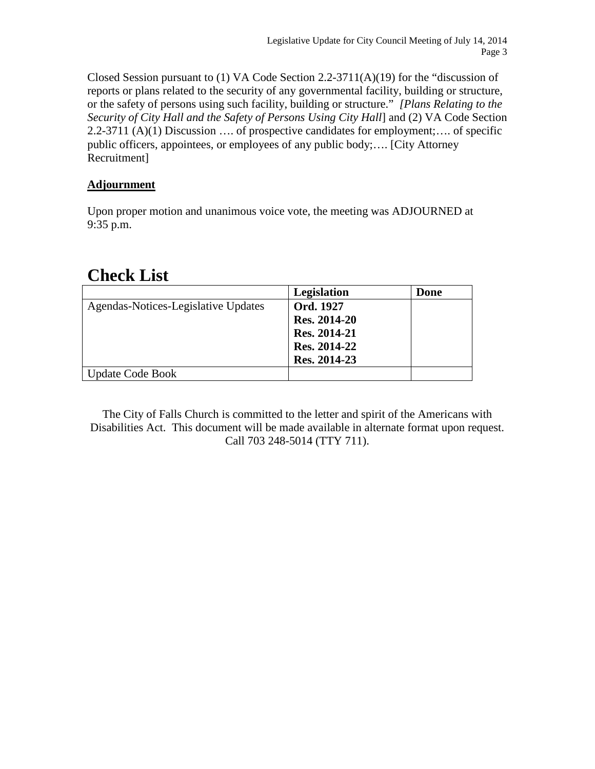Closed Session pursuant to (1) VA Code Section 2.2-3711(A)(19) for the "discussion of reports or plans related to the security of any governmental facility, building or structure, or the safety of persons using such facility, building or structure." *[Plans Relating to the Security of City Hall and the Safety of Persons Using City Hall*] and (2) VA Code Section 2.2-3711 (A)(1) Discussion …. of prospective candidates for employment;…. of specific public officers, appointees, or employees of any public body;…. [City Attorney Recruitment]

**Adjournment**

Upon proper motion and unanimous voice vote, the meeting was ADJOURNED at 9:35 p.m.

# Check List

| | Legislation | Done |
|---|---|---|
| Agendas-Notices-Legislative Updates | **Ord. 1927**<br>**Res. 2014-20**<br>**Res. 2014-21**<br>**Res. 2014-22**<br>**Res. 2014-23** | |
| Update Code Book | | |

The City of Falls Church is committed to the letter and spirit of the Americans with Disabilities Act. This document will be made available in alternate format upon request. Call 703 248-5014 (TTY 711).